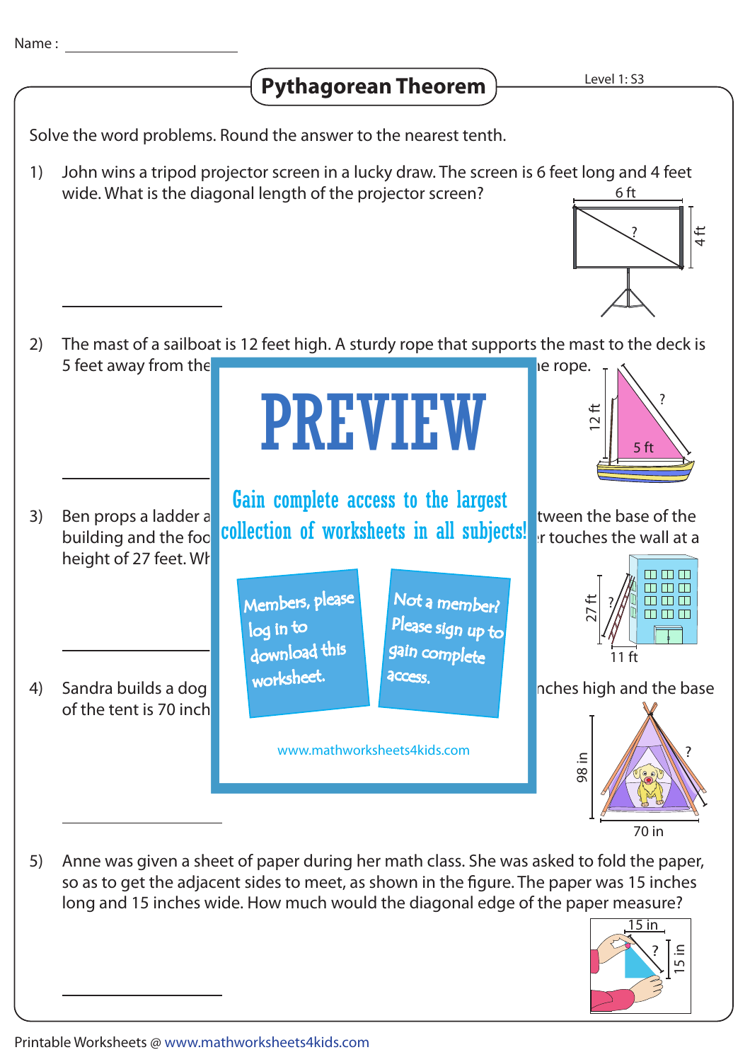Name : ____________________

# Pythagorean Theorem

Level 1: S3

Solve the word problems. Round the answer to the nearest tenth.

1) John wins a tripod projector screen in a lucky draw. The screen is 6 feet long and 4 feet wide. What is the diagonal length of the projector screen?

6 ft, 4 ft, ?

____________________

2) The mast of a sailboat is 12 feet high. A sturdy rope that supports the mast to the deck is 5 feet away from the [...] e rope.

12 ft, 5 ft, ?

____________________

# PREVIEW

Gain complete access to the largest collection of worksheets in all subjects!

Members, please log in to download this worksheet.

Not a member? Please sign up to gain complete access.

www.mathworksheets4kids.com

3) Ben props a ladder a[...] tween the base of the building and the foo[...] r touches the wall at a height of 27 feet. Wh[...]

27 ft, ?, 11 ft

____________________

4) Sandra builds a dog [...] nches high and the base of the tent is 70 inch[...]

98 in, ?, 70 in

____________________

5) Anne was given a sheet of paper during her math class. She was asked to fold the paper, so as to get the adjacent sides to meet, as shown in the figure. The paper was 15 inches long and 15 inches wide. How much would the diagonal edge of the paper measure?

15 in, ?, 15 in

____________________

Printable Worksheets @ www.mathworksheets4kids.com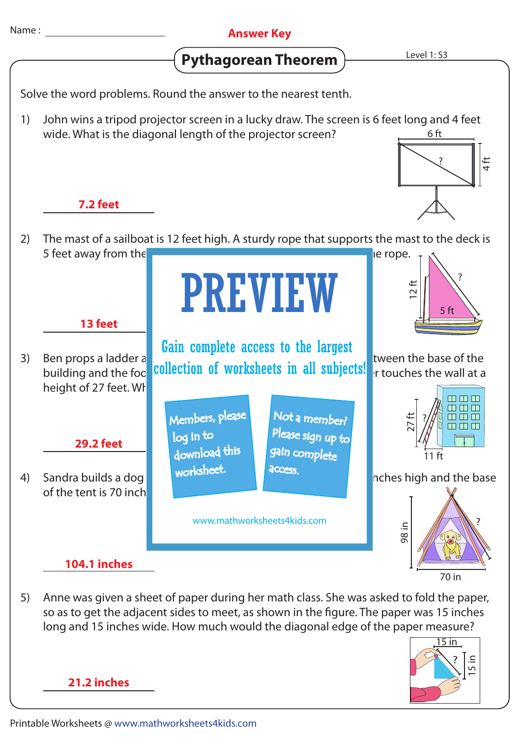Name : ____________________

**Answer Key**

# Pythagorean Theorem

Level 1: S3

Solve the word problems. Round the answer to the nearest tenth.

1) John wins a tripod projector screen in a lucky draw. The screen is 6 feet long and 4 feet wide. What is the diagonal length of the projector screen?

6 ft
4 ft
?

**7.2 feet**

2) The mast of a sailboat is 12 feet high. A sturdy rope that supports the mast to the deck is 5 feet away from the ... he rope.

12 ft
5 ft
?

**13 feet**

3) Ben props a ladder a... tween the base of the building and the foo... r touches the wall at a height of 27 feet. Wh...

27 ft
11 ft
?

**29.2 feet**

4) Sandra builds a dog ... nches high and the base of the tent is 70 inch...

98 in
70 in
?

**104.1 inches**

PREVIEW

Gain complete access to the largest collection of worksheets in all subjects!

Members, please log in to download this worksheet.

Not a member? Please sign up to gain complete access.

www.mathworksheets4kids.com

5) Anne was given a sheet of paper during her math class. She was asked to fold the paper, so as to get the adjacent sides to meet, as shown in the figure. The paper was 15 inches long and 15 inches wide. How much would the diagonal edge of the paper measure?

15 in
15 in
?

**21.2 inches**

Printable Worksheets @ www.mathworksheets4kids.com